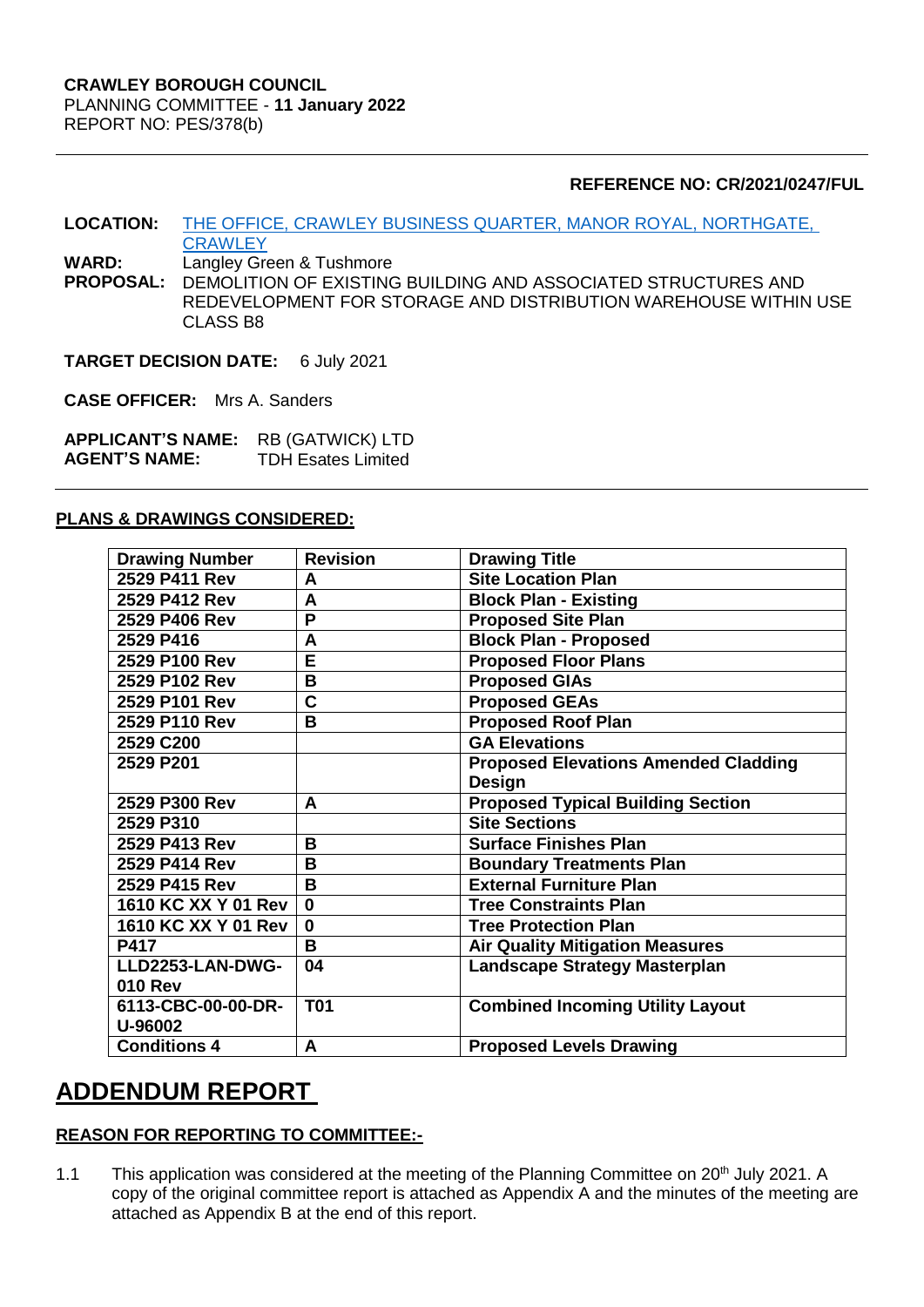**CRAWLEY BOROUGH COUNCIL**
PLANNING COMMITTEE - **11 January 2022**
REPORT NO: PES/378(b)

**REFERENCE NO: CR/2021/0247/FUL**

**LOCATION:** THE OFFICE, CRAWLEY BUSINESS QUARTER, MANOR ROYAL, NORTHGATE, CRAWLEY
**WARD:** Langley Green & Tushmore
**PROPOSAL:** DEMOLITION OF EXISTING BUILDING AND ASSOCIATED STRUCTURES AND REDEVELOPMENT FOR STORAGE AND DISTRIBUTION WAREHOUSE WITHIN USE CLASS B8

**TARGET DECISION DATE:** 6 July 2021

**CASE OFFICER:** Mrs A. Sanders

**APPLICANT'S NAME:** RB (GATWICK) LTD
**AGENT'S NAME:** TDH Esates Limited

**PLANS & DRAWINGS CONSIDERED:**

| Drawing Number | Revision | Drawing Title |
|---|---|---|
| 2529 P411 Rev | A | Site Location Plan |
| 2529 P412 Rev | A | Block Plan - Existing |
| 2529 P406 Rev | P | Proposed Site Plan |
| 2529 P416 | A | Block Plan - Proposed |
| 2529 P100 Rev | E | Proposed Floor Plans |
| 2529 P102 Rev | B | Proposed GIAs |
| 2529 P101 Rev | C | Proposed GEAs |
| 2529 P110 Rev | B | Proposed Roof Plan |
| 2529 C200 | | GA Elevations |
| 2529 P201 | | Proposed Elevations Amended Cladding Design |
| 2529 P300 Rev | A | Proposed Typical Building Section |
| 2529 P310 | | Site Sections |
| 2529 P413 Rev | B | Surface Finishes Plan |
| 2529 P414 Rev | B | Boundary Treatments Plan |
| 2529 P415 Rev | B | External Furniture Plan |
| 1610 KC XX Y 01 Rev | 0 | Tree Constraints Plan |
| 1610 KC XX Y 01 Rev | 0 | Tree Protection Plan |
| P417 | B | Air Quality Mitigation Measures |
| LLD2253-LAN-DWG-010 Rev | 04 | Landscape Strategy Masterplan |
| 6113-CBC-00-00-DR-U-96002 | T01 | Combined Incoming Utility Layout |
| Conditions 4 | A | Proposed Levels Drawing |

# ADDENDUM REPORT

**REASON FOR REPORTING TO COMMITTEE:-**

1.1 This application was considered at the meeting of the Planning Committee on 20th July 2021. A copy of the original committee report is attached as Appendix A and the minutes of the meeting are attached as Appendix B at the end of this report.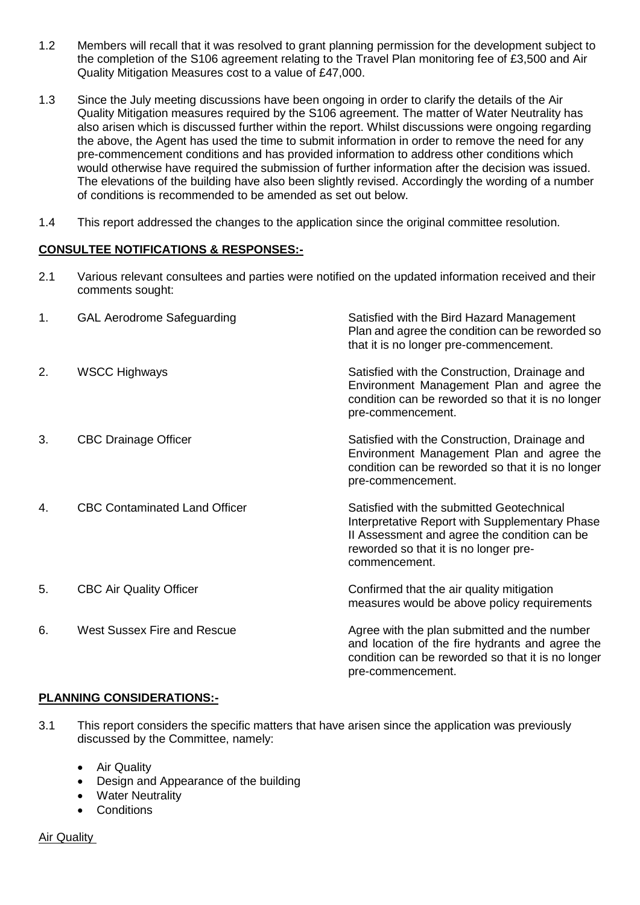1.2 Members will recall that it was resolved to grant planning permission for the development subject to the completion of the S106 agreement relating to the Travel Plan monitoring fee of £3,500 and Air Quality Mitigation Measures cost to a value of £47,000.

1.3 Since the July meeting discussions have been ongoing in order to clarify the details of the Air Quality Mitigation measures required by the S106 agreement. The matter of Water Neutrality has also arisen which is discussed further within the report. Whilst discussions were ongoing regarding the above, the Agent has used the time to submit information in order to remove the need for any pre-commencement conditions and has provided information to address other conditions which would otherwise have required the submission of further information after the decision was issued. The elevations of the building have also been slightly revised. Accordingly the wording of a number of conditions is recommended to be amended as set out below.

1.4 This report addressed the changes to the application since the original committee resolution.

## CONSULTEE NOTIFICATIONS & RESPONSES:-

2.1 Various relevant consultees and parties were notified on the updated information received and their comments sought:

| | | |
|---|---|---|
| 1. | GAL Aerodrome Safeguarding | Satisfied with the Bird Hazard Management Plan and agree the condition can be reworded so that it is no longer pre-commencement. |
| 2. | WSCC Highways | Satisfied with the Construction, Drainage and Environment Management Plan and agree the condition can be reworded so that it is no longer pre-commencement. |
| 3. | CBC Drainage Officer | Satisfied with the Construction, Drainage and Environment Management Plan and agree the condition can be reworded so that it is no longer pre-commencement. |
| 4. | CBC Contaminated Land Officer | Satisfied with the submitted Geotechnical Interpretative Report with Supplementary Phase II Assessment and agree the condition can be reworded so that it is no longer pre-commencement. |
| 5. | CBC Air Quality Officer | Confirmed that the air quality mitigation measures would be above policy requirements |
| 6. | West Sussex Fire and Rescue | Agree with the plan submitted and the number and location of the fire hydrants and agree the condition can be reworded so that it is no longer pre-commencement. |

## PLANNING CONSIDERATIONS:-

3.1 This report considers the specific matters that have arisen since the application was previously discussed by the Committee, namely:

- Air Quality
- Design and Appearance of the building
- Water Neutrality
- Conditions

Air Quality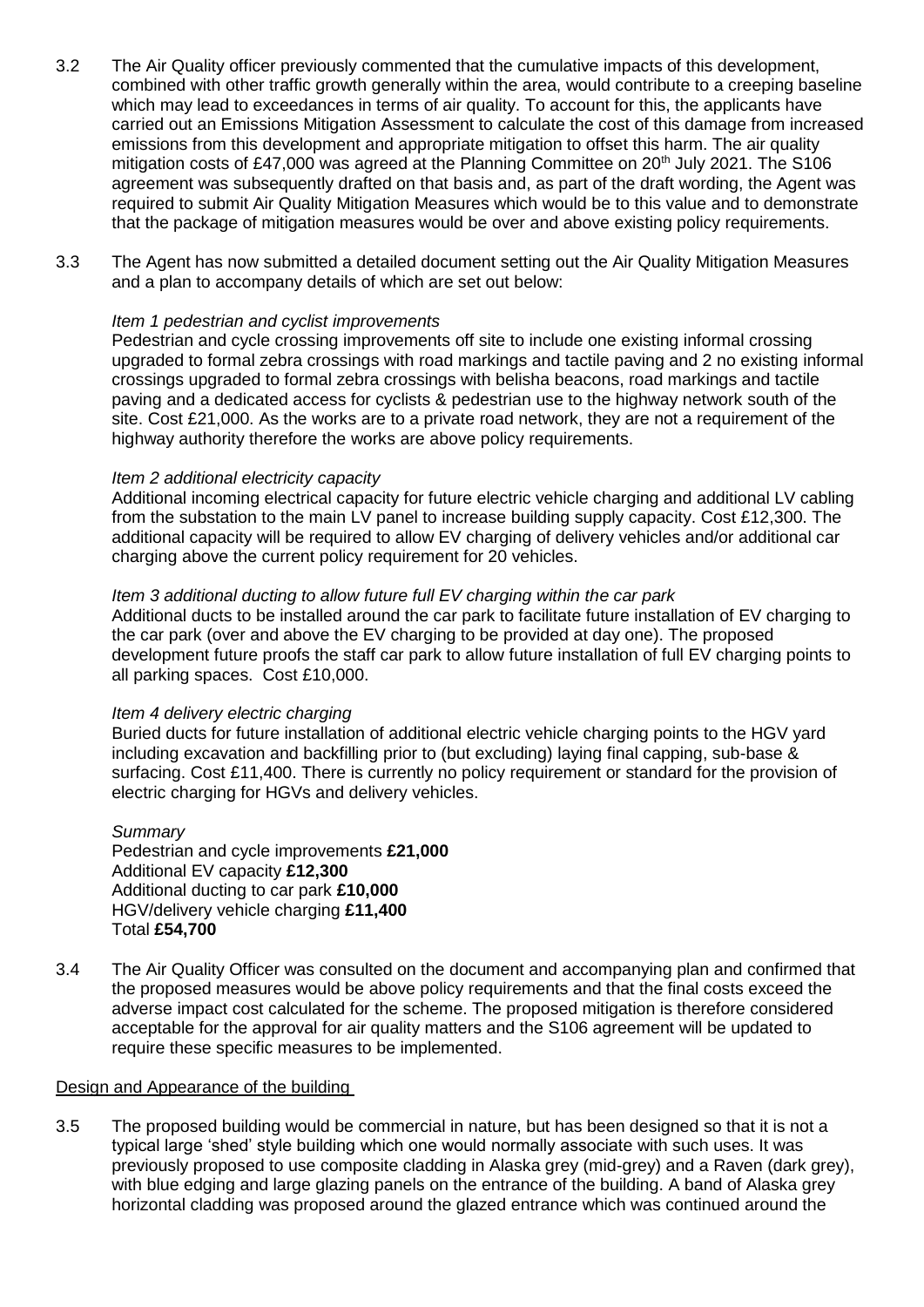3.2 The Air Quality officer previously commented that the cumulative impacts of this development, combined with other traffic growth generally within the area, would contribute to a creeping baseline which may lead to exceedances in terms of air quality. To account for this, the applicants have carried out an Emissions Mitigation Assessment to calculate the cost of this damage from increased emissions from this development and appropriate mitigation to offset this harm. The air quality mitigation costs of £47,000 was agreed at the Planning Committee on 20th July 2021. The S106 agreement was subsequently drafted on that basis and, as part of the draft wording, the Agent was required to submit Air Quality Mitigation Measures which would be to this value and to demonstrate that the package of mitigation measures would be over and above existing policy requirements.

3.3 The Agent has now submitted a detailed document setting out the Air Quality Mitigation Measures and a plan to accompany details of which are set out below:

*Item 1 pedestrian and cyclist improvements*
Pedestrian and cycle crossing improvements off site to include one existing informal crossing upgraded to formal zebra crossings with road markings and tactile paving and 2 no existing informal crossings upgraded to formal zebra crossings with belisha beacons, road markings and tactile paving and a dedicated access for cyclists & pedestrian use to the highway network south of the site. Cost £21,000. As the works are to a private road network, they are not a requirement of the highway authority therefore the works are above policy requirements.

*Item 2 additional electricity capacity*
Additional incoming electrical capacity for future electric vehicle charging and additional LV cabling from the substation to the main LV panel to increase building supply capacity. Cost £12,300. The additional capacity will be required to allow EV charging of delivery vehicles and/or additional car charging above the current policy requirement for 20 vehicles.

*Item 3 additional ducting to allow future full EV charging within the car park*
Additional ducts to be installed around the car park to facilitate future installation of EV charging to the car park (over and above the EV charging to be provided at day one). The proposed development future proofs the staff car park to allow future installation of full EV charging points to all parking spaces. Cost £10,000.

*Item 4 delivery electric charging*
Buried ducts for future installation of additional electric vehicle charging points to the HGV yard including excavation and backfilling prior to (but excluding) laying final capping, sub-base & surfacing. Cost £11,400. There is currently no policy requirement or standard for the provision of electric charging for HGVs and delivery vehicles.

*Summary*
Pedestrian and cycle improvements **£21,000**
Additional EV capacity **£12,300**
Additional ducting to car park **£10,000**
HGV/delivery vehicle charging **£11,400**
Total **£54,700**

3.4 The Air Quality Officer was consulted on the document and accompanying plan and confirmed that the proposed measures would be above policy requirements and that the final costs exceed the adverse impact cost calculated for the scheme. The proposed mitigation is therefore considered acceptable for the approval for air quality matters and the S106 agreement will be updated to require these specific measures to be implemented.

Design and Appearance of the building

3.5 The proposed building would be commercial in nature, but has been designed so that it is not a typical large 'shed' style building which one would normally associate with such uses. It was previously proposed to use composite cladding in Alaska grey (mid-grey) and a Raven (dark grey), with blue edging and large glazing panels on the entrance of the building. A band of Alaska grey horizontal cladding was proposed around the glazed entrance which was continued around the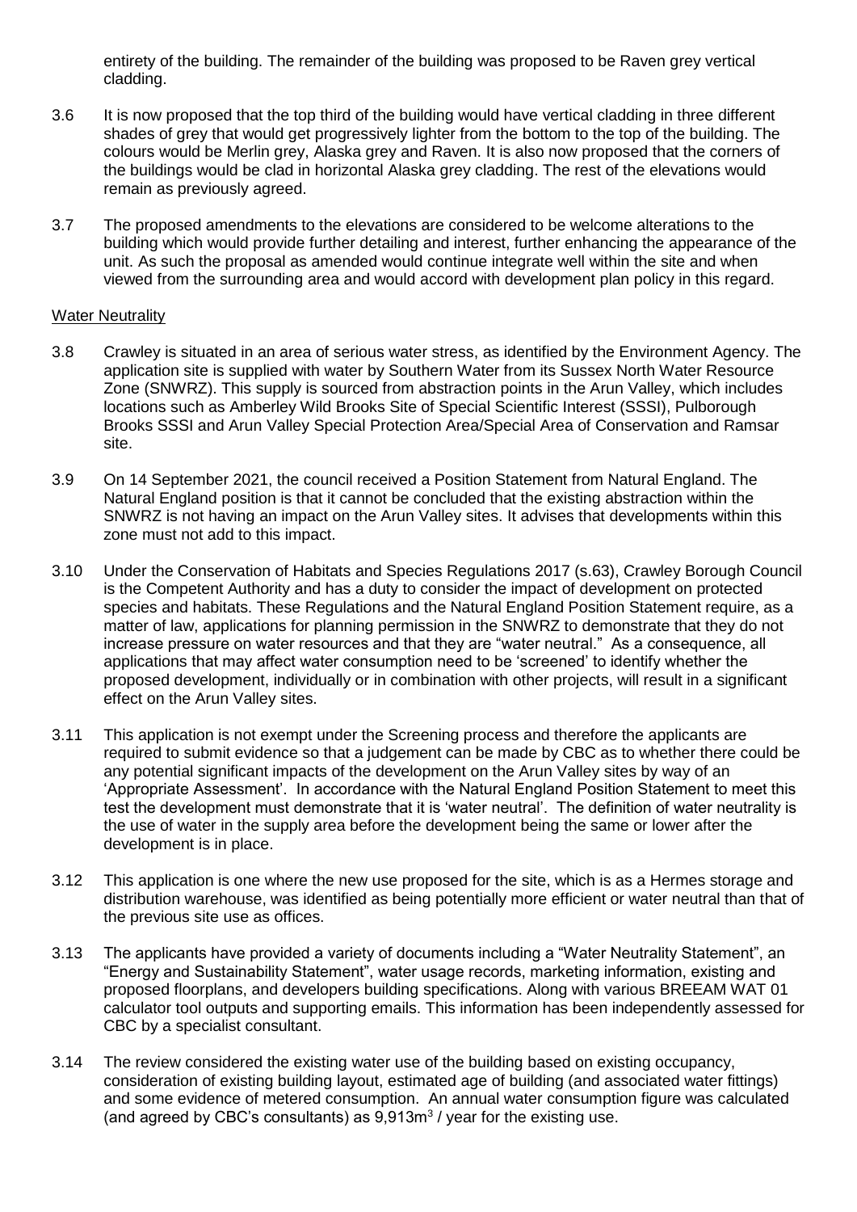entirety of the building. The remainder of the building was proposed to be Raven grey vertical cladding.

3.6 It is now proposed that the top third of the building would have vertical cladding in three different shades of grey that would get progressively lighter from the bottom to the top of the building. The colours would be Merlin grey, Alaska grey and Raven. It is also now proposed that the corners of the buildings would be clad in horizontal Alaska grey cladding. The rest of the elevations would remain as previously agreed.

3.7 The proposed amendments to the elevations are considered to be welcome alterations to the building which would provide further detailing and interest, further enhancing the appearance of the unit. As such the proposal as amended would continue integrate well within the site and when viewed from the surrounding area and would accord with development plan policy in this regard.

Water Neutrality

3.8 Crawley is situated in an area of serious water stress, as identified by the Environment Agency. The application site is supplied with water by Southern Water from its Sussex North Water Resource Zone (SNWRZ). This supply is sourced from abstraction points in the Arun Valley, which includes locations such as Amberley Wild Brooks Site of Special Scientific Interest (SSSI), Pulborough Brooks SSSI and Arun Valley Special Protection Area/Special Area of Conservation and Ramsar site.

3.9 On 14 September 2021, the council received a Position Statement from Natural England. The Natural England position is that it cannot be concluded that the existing abstraction within the SNWRZ is not having an impact on the Arun Valley sites. It advises that developments within this zone must not add to this impact.

3.10 Under the Conservation of Habitats and Species Regulations 2017 (s.63), Crawley Borough Council is the Competent Authority and has a duty to consider the impact of development on protected species and habitats. These Regulations and the Natural England Position Statement require, as a matter of law, applications for planning permission in the SNWRZ to demonstrate that they do not increase pressure on water resources and that they are "water neutral." As a consequence, all applications that may affect water consumption need to be 'screened' to identify whether the proposed development, individually or in combination with other projects, will result in a significant effect on the Arun Valley sites.

3.11 This application is not exempt under the Screening process and therefore the applicants are required to submit evidence so that a judgement can be made by CBC as to whether there could be any potential significant impacts of the development on the Arun Valley sites by way of an 'Appropriate Assessment'. In accordance with the Natural England Position Statement to meet this test the development must demonstrate that it is 'water neutral'. The definition of water neutrality is the use of water in the supply area before the development being the same or lower after the development is in place.

3.12 This application is one where the new use proposed for the site, which is as a Hermes storage and distribution warehouse, was identified as being potentially more efficient or water neutral than that of the previous site use as offices.

3.13 The applicants have provided a variety of documents including a "Water Neutrality Statement", an "Energy and Sustainability Statement", water usage records, marketing information, existing and proposed floorplans, and developers building specifications. Along with various BREEAM WAT 01 calculator tool outputs and supporting emails. This information has been independently assessed for CBC by a specialist consultant.

3.14 The review considered the existing water use of the building based on existing occupancy, consideration of existing building layout, estimated age of building (and associated water fittings) and some evidence of metered consumption. An annual water consumption figure was calculated (and agreed by CBC's consultants) as 9,913m$^3$ / year for the existing use.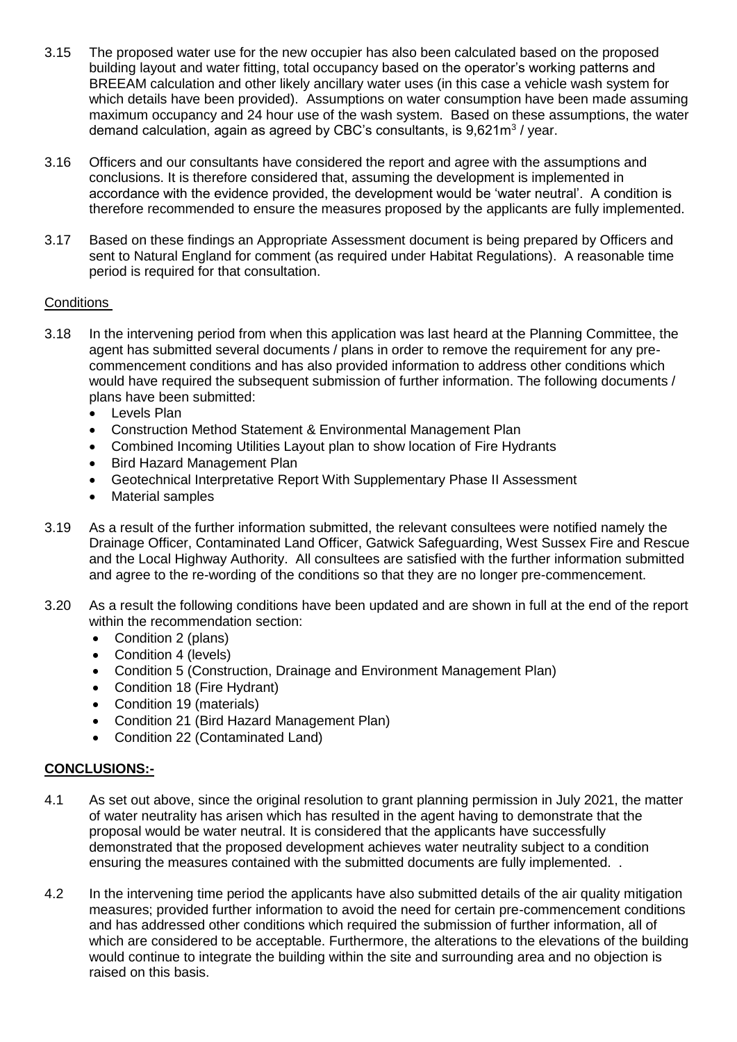3.15 The proposed water use for the new occupier has also been calculated based on the proposed building layout and water fitting, total occupancy based on the operator's working patterns and BREEAM calculation and other likely ancillary water uses (in this case a vehicle wash system for which details have been provided). Assumptions on water consumption have been made assuming maximum occupancy and 24 hour use of the wash system. Based on these assumptions, the water demand calculation, again as agreed by CBC's consultants, is 9,621m$^3$ / year.

3.16 Officers and our consultants have considered the report and agree with the assumptions and conclusions. It is therefore considered that, assuming the development is implemented in accordance with the evidence provided, the development would be 'water neutral'. A condition is therefore recommended to ensure the measures proposed by the applicants are fully implemented.

3.17 Based on these findings an Appropriate Assessment document is being prepared by Officers and sent to Natural England for comment (as required under Habitat Regulations). A reasonable time period is required for that consultation.

Conditions

3.18 In the intervening period from when this application was last heard at the Planning Committee, the agent has submitted several documents / plans in order to remove the requirement for any pre-commencement conditions and has also provided information to address other conditions which would have required the subsequent submission of further information. The following documents / plans have been submitted:

- Levels Plan
- Construction Method Statement & Environmental Management Plan
- Combined Incoming Utilities Layout plan to show location of Fire Hydrants
- Bird Hazard Management Plan
- Geotechnical Interpretative Report With Supplementary Phase II Assessment
- Material samples

3.19 As a result of the further information submitted, the relevant consultees were notified namely the Drainage Officer, Contaminated Land Officer, Gatwick Safeguarding, West Sussex Fire and Rescue and the Local Highway Authority. All consultees are satisfied with the further information submitted and agree to the re-wording of the conditions so that they are no longer pre-commencement.

3.20 As a result the following conditions have been updated and are shown in full at the end of the report within the recommendation section:

- Condition 2 (plans)
- Condition 4 (levels)
- Condition 5 (Construction, Drainage and Environment Management Plan)
- Condition 18 (Fire Hydrant)
- Condition 19 (materials)
- Condition 21 (Bird Hazard Management Plan)
- Condition 22 (Contaminated Land)

**CONCLUSIONS:-**

4.1 As set out above, since the original resolution to grant planning permission in July 2021, the matter of water neutrality has arisen which has resulted in the agent having to demonstrate that the proposal would be water neutral. It is considered that the applicants have successfully demonstrated that the proposed development achieves water neutrality subject to a condition ensuring the measures contained with the submitted documents are fully implemented. .

4.2 In the intervening time period the applicants have also submitted details of the air quality mitigation measures; provided further information to avoid the need for certain pre-commencement conditions and has addressed other conditions which required the submission of further information, all of which are considered to be acceptable. Furthermore, the alterations to the elevations of the building would continue to integrate the building within the site and surrounding area and no objection is raised on this basis.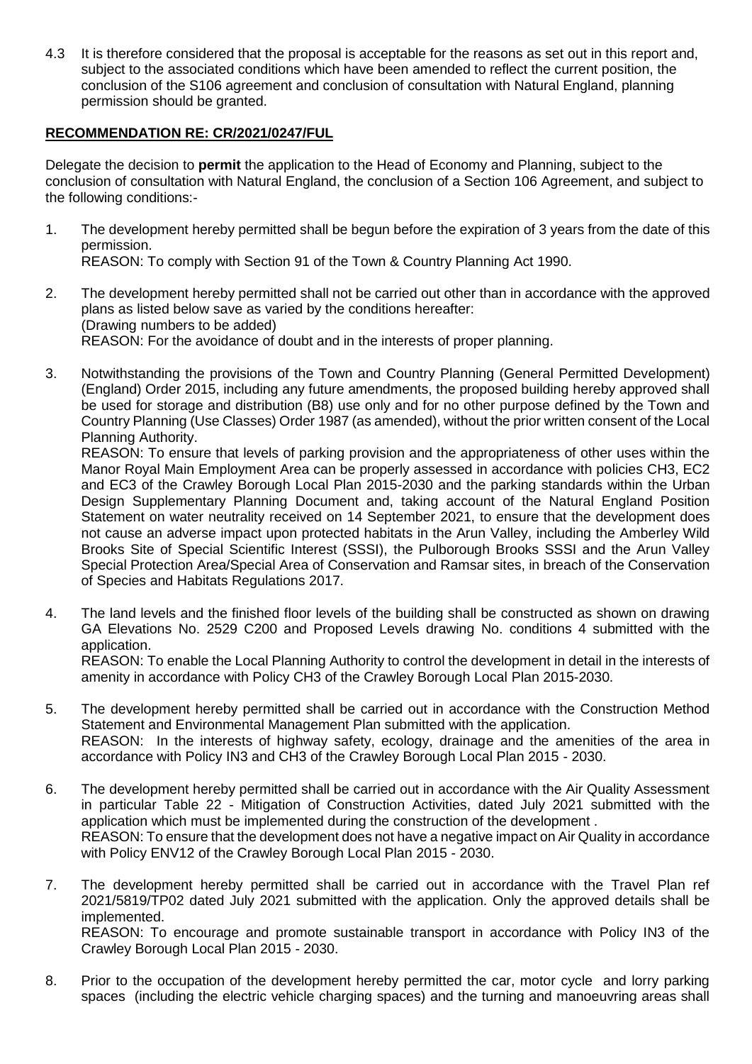4.3 It is therefore considered that the proposal is acceptable for the reasons as set out in this report and, subject to the associated conditions which have been amended to reflect the current position, the conclusion of the S106 agreement and conclusion of consultation with Natural England, planning permission should be granted.

## RECOMMENDATION RE: CR/2021/0247/FUL

Delegate the decision to **permit** the application to the Head of Economy and Planning, subject to the conclusion of consultation with Natural England, the conclusion of a Section 106 Agreement, and subject to the following conditions:-

1. The development hereby permitted shall be begun before the expiration of 3 years from the date of this permission.
   REASON: To comply with Section 91 of the Town & Country Planning Act 1990.

2. The development hereby permitted shall not be carried out other than in accordance with the approved plans as listed below save as varied by the conditions hereafter:
   (Drawing numbers to be added)
   REASON: For the avoidance of doubt and in the interests of proper planning.

3. Notwithstanding the provisions of the Town and Country Planning (General Permitted Development) (England) Order 2015, including any future amendments, the proposed building hereby approved shall be used for storage and distribution (B8) use only and for no other purpose defined by the Town and Country Planning (Use Classes) Order 1987 (as amended), without the prior written consent of the Local Planning Authority.
   REASON: To ensure that levels of parking provision and the appropriateness of other uses within the Manor Royal Main Employment Area can be properly assessed in accordance with policies CH3, EC2 and EC3 of the Crawley Borough Local Plan 2015-2030 and the parking standards within the Urban Design Supplementary Planning Document and, taking account of the Natural England Position Statement on water neutrality received on 14 September 2021, to ensure that the development does not cause an adverse impact upon protected habitats in the Arun Valley, including the Amberley Wild Brooks Site of Special Scientific Interest (SSSI), the Pulborough Brooks SSSI and the Arun Valley Special Protection Area/Special Area of Conservation and Ramsar sites, in breach of the Conservation of Species and Habitats Regulations 2017.

4. The land levels and the finished floor levels of the building shall be constructed as shown on drawing GA Elevations No. 2529 C200 and Proposed Levels drawing No. conditions 4 submitted with the application.
   REASON: To enable the Local Planning Authority to control the development in detail in the interests of amenity in accordance with Policy CH3 of the Crawley Borough Local Plan 2015-2030.

5. The development hereby permitted shall be carried out in accordance with the Construction Method Statement and Environmental Management Plan submitted with the application.
   REASON: In the interests of highway safety, ecology, drainage and the amenities of the area in accordance with Policy IN3 and CH3 of the Crawley Borough Local Plan 2015 - 2030.

6. The development hereby permitted shall be carried out in accordance with the Air Quality Assessment in particular Table 22 - Mitigation of Construction Activities, dated July 2021 submitted with the application which must be implemented during the construction of the development .
   REASON: To ensure that the development does not have a negative impact on Air Quality in accordance with Policy ENV12 of the Crawley Borough Local Plan 2015 - 2030.

7. The development hereby permitted shall be carried out in accordance with the Travel Plan ref 2021/5819/TP02 dated July 2021 submitted with the application. Only the approved details shall be implemented.
   REASON: To encourage and promote sustainable transport in accordance with Policy IN3 of the Crawley Borough Local Plan 2015 - 2030.

8. Prior to the occupation of the development hereby permitted the car, motor cycle and lorry parking spaces (including the electric vehicle charging spaces) and the turning and manoeuvring areas shall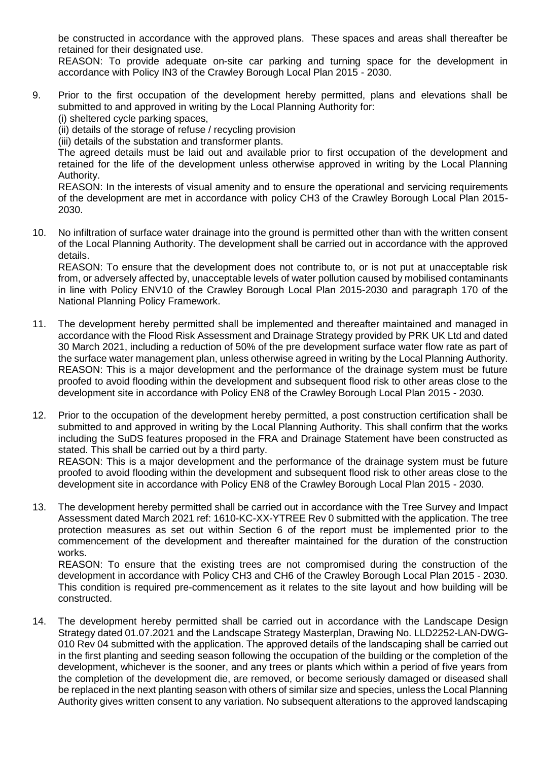be constructed in accordance with the approved plans. These spaces and areas shall thereafter be retained for their designated use.
REASON: To provide adequate on-site car parking and turning space for the development in accordance with Policy IN3 of the Crawley Borough Local Plan 2015 - 2030.

9. Prior to the first occupation of the development hereby permitted, plans and elevations shall be submitted to and approved in writing by the Local Planning Authority for:
   (i) sheltered cycle parking spaces,
   (ii) details of the storage of refuse / recycling provision
   (iii) details of the substation and transformer plants.
   
   The agreed details must be laid out and available prior to first occupation of the development and retained for the life of the development unless otherwise approved in writing by the Local Planning Authority.
   REASON: In the interests of visual amenity and to ensure the operational and servicing requirements of the development are met in accordance with policy CH3 of the Crawley Borough Local Plan 2015-2030.

10. No infiltration of surface water drainage into the ground is permitted other than with the written consent of the Local Planning Authority. The development shall be carried out in accordance with the approved details.
    REASON: To ensure that the development does not contribute to, or is not put at unacceptable risk from, or adversely affected by, unacceptable levels of water pollution caused by mobilised contaminants in line with Policy ENV10 of the Crawley Borough Local Plan 2015-2030 and paragraph 170 of the National Planning Policy Framework.

11. The development hereby permitted shall be implemented and thereafter maintained and managed in accordance with the Flood Risk Assessment and Drainage Strategy provided by PRK UK Ltd and dated 30 March 2021, including a reduction of 50% of the pre development surface water flow rate as part of the surface water management plan, unless otherwise agreed in writing by the Local Planning Authority.
    REASON: This is a major development and the performance of the drainage system must be future proofed to avoid flooding within the development and subsequent flood risk to other areas close to the development site in accordance with Policy EN8 of the Crawley Borough Local Plan 2015 - 2030.

12. Prior to the occupation of the development hereby permitted, a post construction certification shall be submitted to and approved in writing by the Local Planning Authority. This shall confirm that the works including the SuDS features proposed in the FRA and Drainage Statement have been constructed as stated. This shall be carried out by a third party.
    REASON: This is a major development and the performance of the drainage system must be future proofed to avoid flooding within the development and subsequent flood risk to other areas close to the development site in accordance with Policy EN8 of the Crawley Borough Local Plan 2015 - 2030.

13. The development hereby permitted shall be carried out in accordance with the Tree Survey and Impact Assessment dated March 2021 ref: 1610-KC-XX-YTREE Rev 0 submitted with the application. The tree protection measures as set out within Section 6 of the report must be implemented prior to the commencement of the development and thereafter maintained for the duration of the construction works.
    REASON: To ensure that the existing trees are not compromised during the construction of the development in accordance with Policy CH3 and CH6 of the Crawley Borough Local Plan 2015 - 2030. This condition is required pre-commencement as it relates to the site layout and how building will be constructed.

14. The development hereby permitted shall be carried out in accordance with the Landscape Design Strategy dated 01.07.2021 and the Landscape Strategy Masterplan, Drawing No. LLD2252-LAN-DWG-010 Rev 04 submitted with the application. The approved details of the landscaping shall be carried out in the first planting and seeding season following the occupation of the building or the completion of the development, whichever is the sooner, and any trees or plants which within a period of five years from the completion of the development die, are removed, or become seriously damaged or diseased shall be replaced in the next planting season with others of similar size and species, unless the Local Planning Authority gives written consent to any variation. No subsequent alterations to the approved landscaping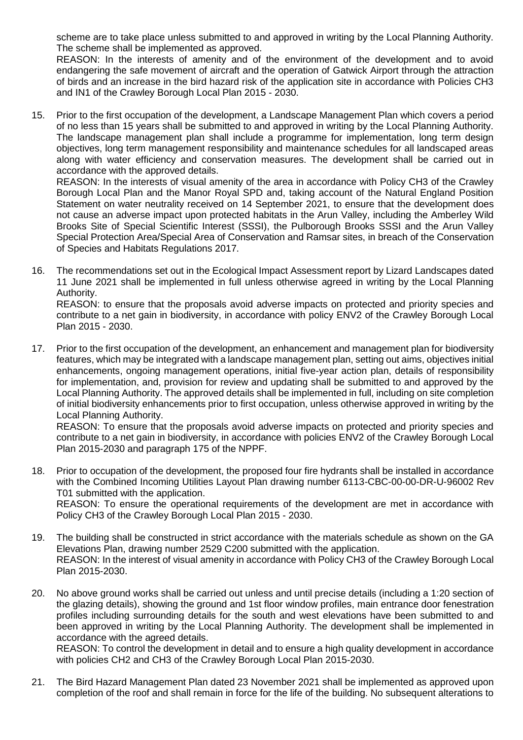scheme are to take place unless submitted to and approved in writing by the Local Planning Authority. The scheme shall be implemented as approved.
REASON: In the interests of amenity and of the environment of the development and to avoid endangering the safe movement of aircraft and the operation of Gatwick Airport through the attraction of birds and an increase in the bird hazard risk of the application site in accordance with Policies CH3 and IN1 of the Crawley Borough Local Plan 2015 - 2030.

15. Prior to the first occupation of the development, a Landscape Management Plan which covers a period of no less than 15 years shall be submitted to and approved in writing by the Local Planning Authority. The landscape management plan shall include a programme for implementation, long term design objectives, long term management responsibility and maintenance schedules for all landscaped areas along with water efficiency and conservation measures. The development shall be carried out in accordance with the approved details.
REASON: In the interests of visual amenity of the area in accordance with Policy CH3 of the Crawley Borough Local Plan and the Manor Royal SPD and, taking account of the Natural England Position Statement on water neutrality received on 14 September 2021, to ensure that the development does not cause an adverse impact upon protected habitats in the Arun Valley, including the Amberley Wild Brooks Site of Special Scientific Interest (SSSI), the Pulborough Brooks SSSI and the Arun Valley Special Protection Area/Special Area of Conservation and Ramsar sites, in breach of the Conservation of Species and Habitats Regulations 2017.

16. The recommendations set out in the Ecological Impact Assessment report by Lizard Landscapes dated 11 June 2021 shall be implemented in full unless otherwise agreed in writing by the Local Planning Authority.
REASON: to ensure that the proposals avoid adverse impacts on protected and priority species and contribute to a net gain in biodiversity, in accordance with policy ENV2 of the Crawley Borough Local Plan 2015 - 2030.

17. Prior to the first occupation of the development, an enhancement and management plan for biodiversity features, which may be integrated with a landscape management plan, setting out aims, objectives initial enhancements, ongoing management operations, initial five-year action plan, details of responsibility for implementation, and, provision for review and updating shall be submitted to and approved by the Local Planning Authority. The approved details shall be implemented in full, including on site completion of initial biodiversity enhancements prior to first occupation, unless otherwise approved in writing by the Local Planning Authority.
REASON: To ensure that the proposals avoid adverse impacts on protected and priority species and contribute to a net gain in biodiversity, in accordance with policies ENV2 of the Crawley Borough Local Plan 2015-2030 and paragraph 175 of the NPPF.

18. Prior to occupation of the development, the proposed four fire hydrants shall be installed in accordance with the Combined Incoming Utilities Layout Plan drawing number 6113-CBC-00-00-DR-U-96002 Rev T01 submitted with the application.
REASON: To ensure the operational requirements of the development are met in accordance with Policy CH3 of the Crawley Borough Local Plan 2015 - 2030.

19. The building shall be constructed in strict accordance with the materials schedule as shown on the GA Elevations Plan, drawing number 2529 C200 submitted with the application.
REASON: In the interest of visual amenity in accordance with Policy CH3 of the Crawley Borough Local Plan 2015-2030.

20. No above ground works shall be carried out unless and until precise details (including a 1:20 section of the glazing details), showing the ground and 1st floor window profiles, main entrance door fenestration profiles including surrounding details for the south and west elevations have been submitted to and been approved in writing by the Local Planning Authority. The development shall be implemented in accordance with the agreed details.
REASON: To control the development in detail and to ensure a high quality development in accordance with policies CH2 and CH3 of the Crawley Borough Local Plan 2015-2030.

21. The Bird Hazard Management Plan dated 23 November 2021 shall be implemented as approved upon completion of the roof and shall remain in force for the life of the building. No subsequent alterations to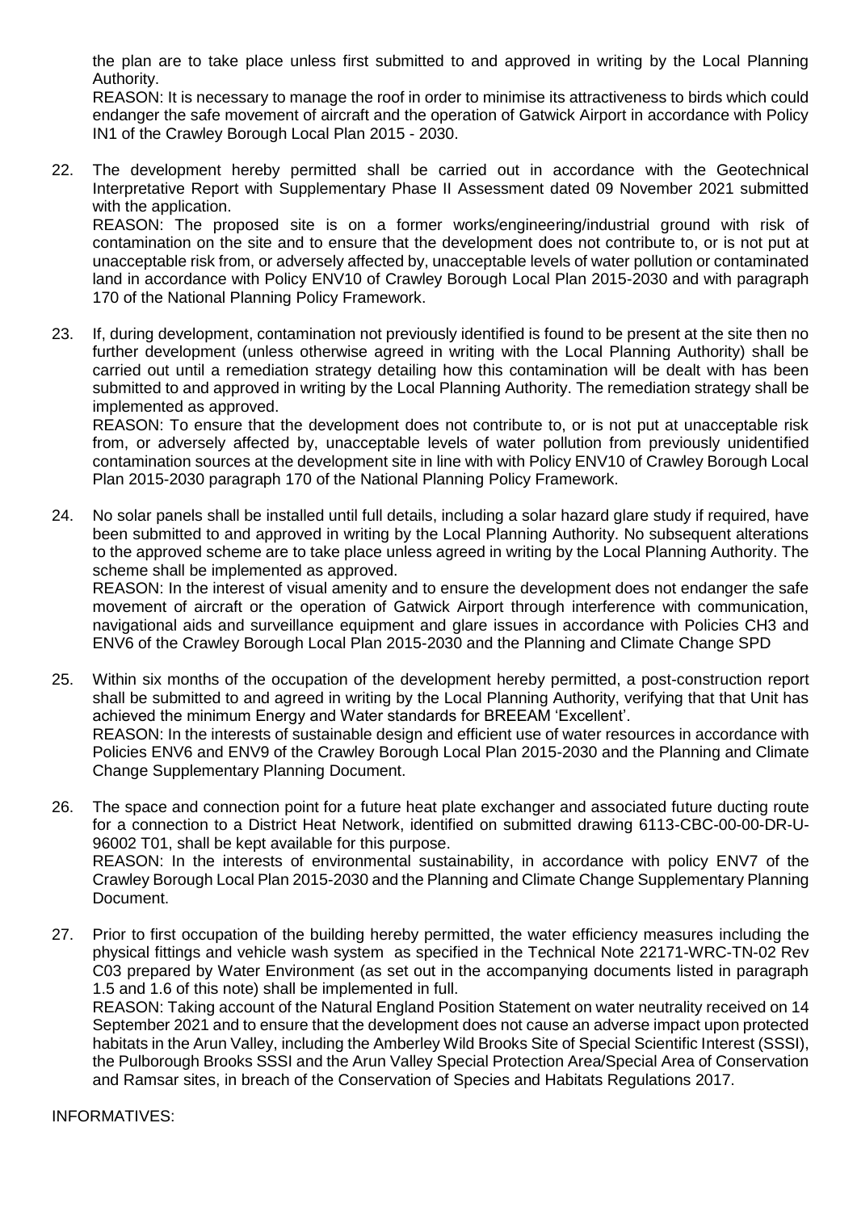the plan are to take place unless first submitted to and approved in writing by the Local Planning Authority.
REASON: It is necessary to manage the roof in order to minimise its attractiveness to birds which could endanger the safe movement of aircraft and the operation of Gatwick Airport in accordance with Policy IN1 of the Crawley Borough Local Plan 2015 - 2030.

22. The development hereby permitted shall be carried out in accordance with the Geotechnical Interpretative Report with Supplementary Phase II Assessment dated 09 November 2021 submitted with the application.
REASON: The proposed site is on a former works/engineering/industrial ground with risk of contamination on the site and to ensure that the development does not contribute to, or is not put at unacceptable risk from, or adversely affected by, unacceptable levels of water pollution or contaminated land in accordance with Policy ENV10 of Crawley Borough Local Plan 2015-2030 and with paragraph 170 of the National Planning Policy Framework.

23. If, during development, contamination not previously identified is found to be present at the site then no further development (unless otherwise agreed in writing with the Local Planning Authority) shall be carried out until a remediation strategy detailing how this contamination will be dealt with has been submitted to and approved in writing by the Local Planning Authority. The remediation strategy shall be implemented as approved.
REASON: To ensure that the development does not contribute to, or is not put at unacceptable risk from, or adversely affected by, unacceptable levels of water pollution from previously unidentified contamination sources at the development site in line with with Policy ENV10 of Crawley Borough Local Plan 2015-2030 paragraph 170 of the National Planning Policy Framework.

24. No solar panels shall be installed until full details, including a solar hazard glare study if required, have been submitted to and approved in writing by the Local Planning Authority. No subsequent alterations to the approved scheme are to take place unless agreed in writing by the Local Planning Authority. The scheme shall be implemented as approved.
REASON: In the interest of visual amenity and to ensure the development does not endanger the safe movement of aircraft or the operation of Gatwick Airport through interference with communication, navigational aids and surveillance equipment and glare issues in accordance with Policies CH3 and ENV6 of the Crawley Borough Local Plan 2015-2030 and the Planning and Climate Change SPD

25. Within six months of the occupation of the development hereby permitted, a post-construction report shall be submitted to and agreed in writing by the Local Planning Authority, verifying that that Unit has achieved the minimum Energy and Water standards for BREEAM 'Excellent'.
REASON: In the interests of sustainable design and efficient use of water resources in accordance with Policies ENV6 and ENV9 of the Crawley Borough Local Plan 2015-2030 and the Planning and Climate Change Supplementary Planning Document.

26. The space and connection point for a future heat plate exchanger and associated future ducting route for a connection to a District Heat Network, identified on submitted drawing 6113-CBC-00-00-DR-U-96002 T01, shall be kept available for this purpose.
REASON: In the interests of environmental sustainability, in accordance with policy ENV7 of the Crawley Borough Local Plan 2015-2030 and the Planning and Climate Change Supplementary Planning Document.

27. Prior to first occupation of the building hereby permitted, the water efficiency measures including the physical fittings and vehicle wash system as specified in the Technical Note 22171-WRC-TN-02 Rev C03 prepared by Water Environment (as set out in the accompanying documents listed in paragraph 1.5 and 1.6 of this note) shall be implemented in full.
REASON: Taking account of the Natural England Position Statement on water neutrality received on 14 September 2021 and to ensure that the development does not cause an adverse impact upon protected habitats in the Arun Valley, including the Amberley Wild Brooks Site of Special Scientific Interest (SSSI), the Pulborough Brooks SSSI and the Arun Valley Special Protection Area/Special Area of Conservation and Ramsar sites, in breach of the Conservation of Species and Habitats Regulations 2017.

INFORMATIVES: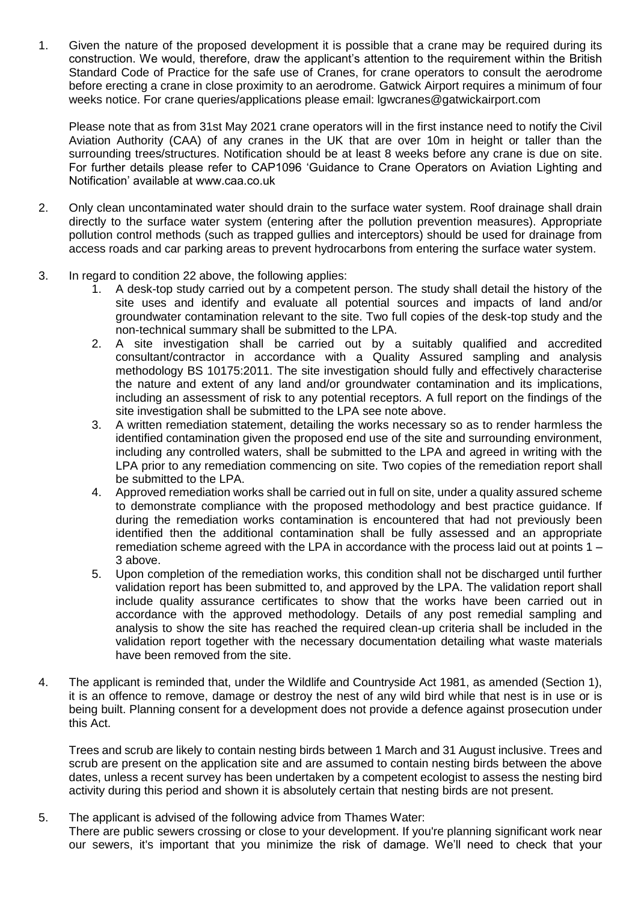1. Given the nature of the proposed development it is possible that a crane may be required during its construction. We would, therefore, draw the applicant's attention to the requirement within the British Standard Code of Practice for the safe use of Cranes, for crane operators to consult the aerodrome before erecting a crane in close proximity to an aerodrome. Gatwick Airport requires a minimum of four weeks notice. For crane queries/applications please email: lgwcranes@gatwickairport.com

   Please note that as from 31st May 2021 crane operators will in the first instance need to notify the Civil Aviation Authority (CAA) of any cranes in the UK that are over 10m in height or taller than the surrounding trees/structures. Notification should be at least 8 weeks before any crane is due on site. For further details please refer to CAP1096 'Guidance to Crane Operators on Aviation Lighting and Notification' available at www.caa.co.uk

2. Only clean uncontaminated water should drain to the surface water system. Roof drainage shall drain directly to the surface water system (entering after the pollution prevention measures). Appropriate pollution control methods (such as trapped gullies and interceptors) should be used for drainage from access roads and car parking areas to prevent hydrocarbons from entering the surface water system.

3. In regard to condition 22 above, the following applies:
   1. A desk-top study carried out by a competent person. The study shall detail the history of the site uses and identify and evaluate all potential sources and impacts of land and/or groundwater contamination relevant to the site. Two full copies of the desk-top study and the non-technical summary shall be submitted to the LPA.
   2. A site investigation shall be carried out by a suitably qualified and accredited consultant/contractor in accordance with a Quality Assured sampling and analysis methodology BS 10175:2011. The site investigation should fully and effectively characterise the nature and extent of any land and/or groundwater contamination and its implications, including an assessment of risk to any potential receptors. A full report on the findings of the site investigation shall be submitted to the LPA see note above.
   3. A written remediation statement, detailing the works necessary so as to render harmless the identified contamination given the proposed end use of the site and surrounding environment, including any controlled waters, shall be submitted to the LPA and agreed in writing with the LPA prior to any remediation commencing on site. Two copies of the remediation report shall be submitted to the LPA.
   4. Approved remediation works shall be carried out in full on site, under a quality assured scheme to demonstrate compliance with the proposed methodology and best practice guidance. If during the remediation works contamination is encountered that had not previously been identified then the additional contamination shall be fully assessed and an appropriate remediation scheme agreed with the LPA in accordance with the process laid out at points 1 – 3 above.
   5. Upon completion of the remediation works, this condition shall not be discharged until further validation report has been submitted to, and approved by the LPA. The validation report shall include quality assurance certificates to show that the works have been carried out in accordance with the approved methodology. Details of any post remedial sampling and analysis to show the site has reached the required clean-up criteria shall be included in the validation report together with the necessary documentation detailing what waste materials have been removed from the site.

4. The applicant is reminded that, under the Wildlife and Countryside Act 1981, as amended (Section 1), it is an offence to remove, damage or destroy the nest of any wild bird while that nest is in use or is being built. Planning consent for a development does not provide a defence against prosecution under this Act.

   Trees and scrub are likely to contain nesting birds between 1 March and 31 August inclusive. Trees and scrub are present on the application site and are assumed to contain nesting birds between the above dates, unless a recent survey has been undertaken by a competent ecologist to assess the nesting bird activity during this period and shown it is absolutely certain that nesting birds are not present.

5. The applicant is advised of the following advice from Thames Water:
   There are public sewers crossing or close to your development. If you're planning significant work near our sewers, it's important that you minimize the risk of damage. We'll need to check that your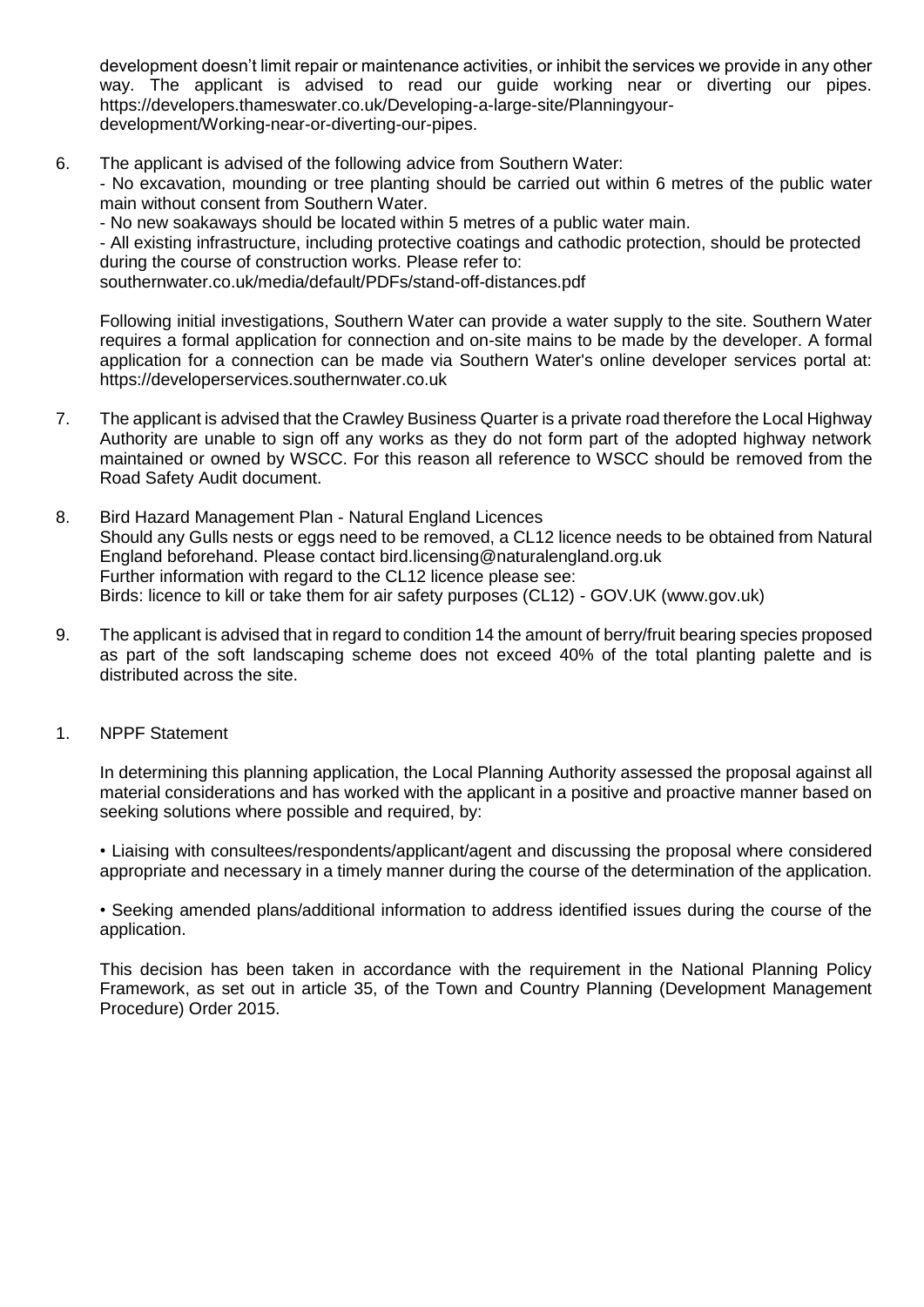development doesn't limit repair or maintenance activities, or inhibit the services we provide in any other way. The applicant is advised to read our guide working near or diverting our pipes. https://developers.thameswater.co.uk/Developing-a-large-site/Planningyour-development/Working-near-or-diverting-our-pipes.

6. The applicant is advised of the following advice from Southern Water:
   - No excavation, mounding or tree planting should be carried out within 6 metres of the public water main without consent from Southern Water.
   - No new soakaways should be located within 5 metres of a public water main.
   - All existing infrastructure, including protective coatings and cathodic protection, should be protected during the course of construction works. Please refer to:
   southernwater.co.uk/media/default/PDFs/stand-off-distances.pdf

   Following initial investigations, Southern Water can provide a water supply to the site. Southern Water requires a formal application for connection and on-site mains to be made by the developer. A formal application for a connection can be made via Southern Water's online developer services portal at: https://developerservices.southernwater.co.uk

7. The applicant is advised that the Crawley Business Quarter is a private road therefore the Local Highway Authority are unable to sign off any works as they do not form part of the adopted highway network maintained or owned by WSCC. For this reason all reference to WSCC should be removed from the Road Safety Audit document.

8. Bird Hazard Management Plan - Natural England Licences
   Should any Gulls nests or eggs need to be removed, a CL12 licence needs to be obtained from Natural England beforehand. Please contact bird.licensing@naturalengland.org.uk
   Further information with regard to the CL12 licence please see:
   Birds: licence to kill or take them for air safety purposes (CL12) - GOV.UK (www.gov.uk)

9. The applicant is advised that in regard to condition 14 the amount of berry/fruit bearing species proposed as part of the soft landscaping scheme does not exceed 40% of the total planting palette and is distributed across the site.

1. NPPF Statement

   In determining this planning application, the Local Planning Authority assessed the proposal against all material considerations and has worked with the applicant in a positive and proactive manner based on seeking solutions where possible and required, by:

   • Liaising with consultees/respondents/applicant/agent and discussing the proposal where considered appropriate and necessary in a timely manner during the course of the determination of the application.

   • Seeking amended plans/additional information to address identified issues during the course of the application.

   This decision has been taken in accordance with the requirement in the National Planning Policy Framework, as set out in article 35, of the Town and Country Planning (Development Management Procedure) Order 2015.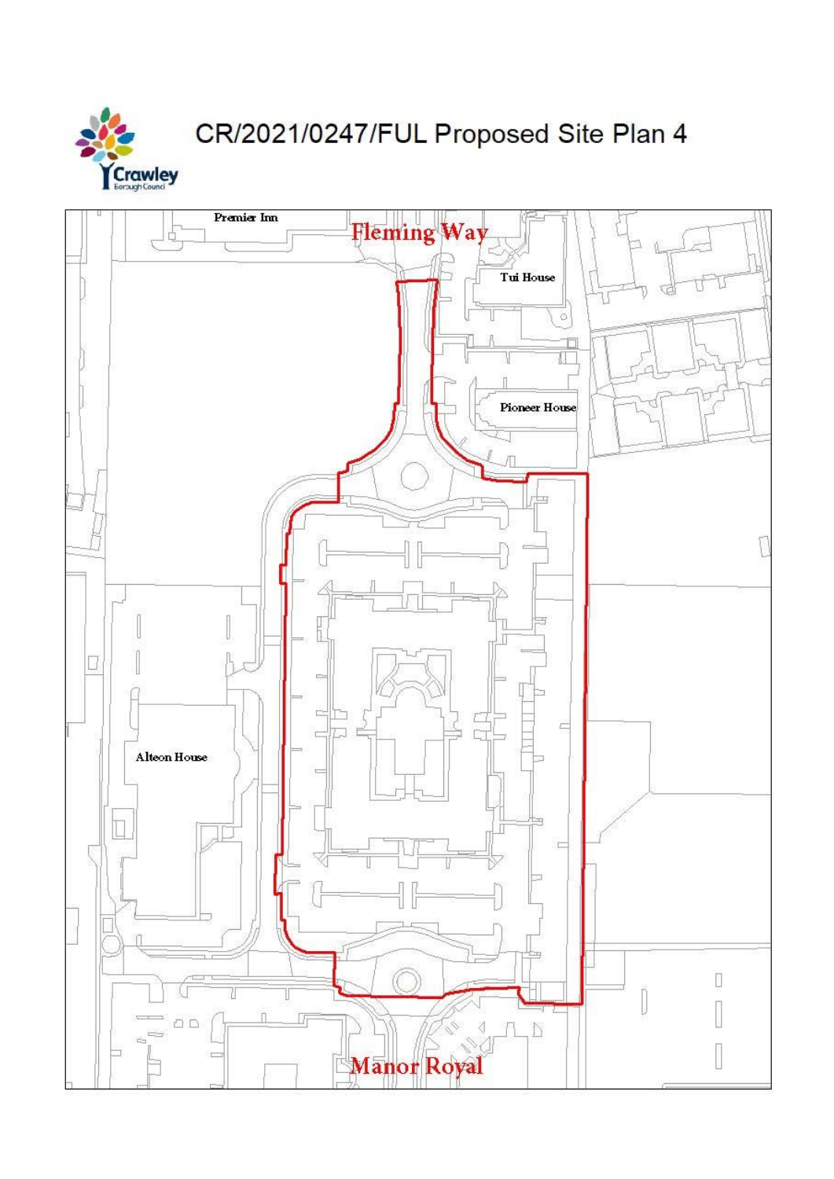Crawley Borough Council

# CR/2021/0247/FUL Proposed Site Plan 4

Premier Inn

Fleming Way

Tui House

Pioneer House

Alteon House

Manor Royal